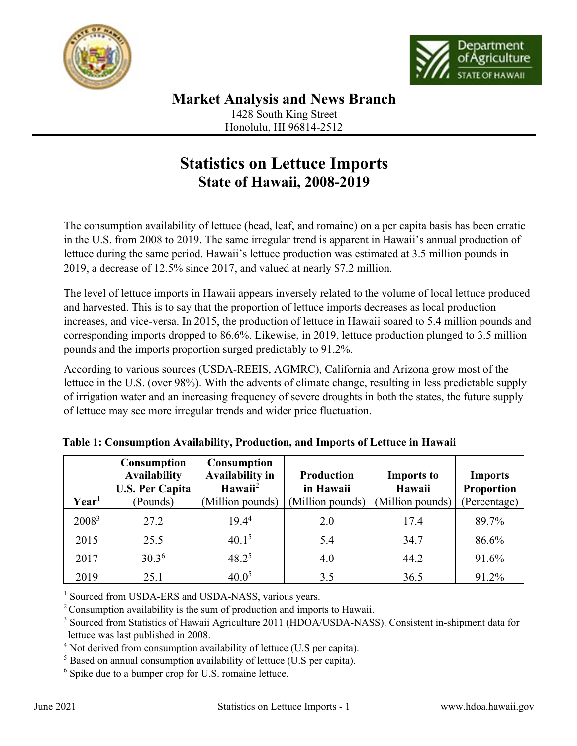## Market Analysis and News Branch

1428 South King Street
Honolulu, HI 96814-2512

# Statistics on Lettuce Imports
## State of Hawaii, 2008-2019

The consumption availability of lettuce (head, leaf, and romaine) on a per capita basis has been erratic in the U.S. from 2008 to 2019. The same irregular trend is apparent in Hawaii's annual production of lettuce during the same period. Hawaii's lettuce production was estimated at 3.5 million pounds in 2019, a decrease of 12.5% since 2017, and valued at nearly $7.2 million.

The level of lettuce imports in Hawaii appears inversely related to the volume of local lettuce produced and harvested. This is to say that the proportion of lettuce imports decreases as local production increases, and vice-versa. In 2015, the production of lettuce in Hawaii soared to 5.4 million pounds and corresponding imports dropped to 86.6%. Likewise, in 2019, lettuce production plunged to 3.5 million pounds and the imports proportion surged predictably to 91.2%.

According to various sources (USDA-REEIS, AGMRC), California and Arizona grow most of the lettuce in the U.S. (over 98%). With the advents of climate change, resulting in less predictable supply of irrigation water and an increasing frequency of severe droughts in both the states, the future supply of lettuce may see more irregular trends and wider price fluctuation.

**Table 1: Consumption Availability, Production, and Imports of Lettuce in Hawaii**

| Year[1] | Consumption Availability U.S. Per Capita (Pounds) | Consumption Availability in Hawaii[2] (Million pounds) | Production in Hawaii (Million pounds) | Imports to Hawaii (Million pounds) | Imports Proportion (Percentage) |
|---|---|---|---|---|---|
| 2008[3] | 27.2 | 19.4[4] | 2.0 | 17.4 | 89.7% |
| 2015 | 25.5 | 40.1[5] | 5.4 | 34.7 | 86.6% |
| 2017 | 30.3[6] | 48.2[5] | 4.0 | 44.2 | 91.6% |
| 2019 | 25.1 | 40.0[5] | 3.5 | 36.5 | 91.2% |

[1] Sourced from USDA-ERS and USDA-NASS, various years.
[2] Consumption availability is the sum of production and imports to Hawaii.
[3] Sourced from Statistics of Hawaii Agriculture 2011 (HDOA/USDA-NASS). Consistent in-shipment data for lettuce was last published in 2008.
[4] Not derived from consumption availability of lettuce (U.S per capita).
[5] Based on annual consumption availability of lettuce (U.S per capita).
[6] Spike due to a bumper crop for U.S. romaine lettuce.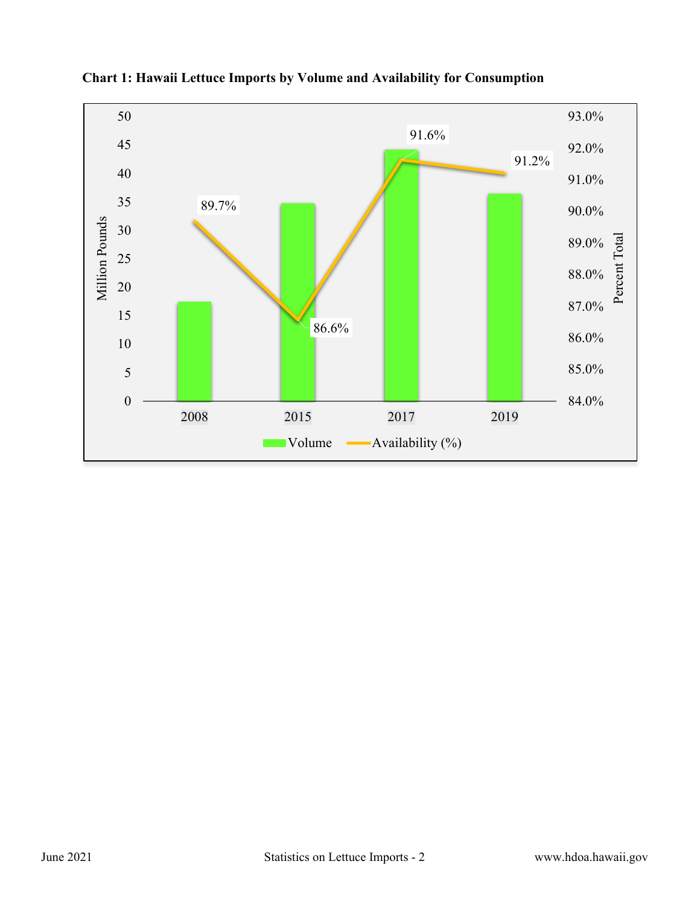**Chart 1: Hawaii Lettuce Imports by Volume and Availability for Consumption**

Million Pounds

50
45
40
35
30
25
20
15
10
5
0

Percent Total

93.0%
92.0%
91.0%
90.0%
89.0%
88.0%
87.0%
86.0%
85.0%
84.0%

89.7%
86.6%
91.6%
91.2%

2008
2015
2017
2019

Volume
Availability (%)